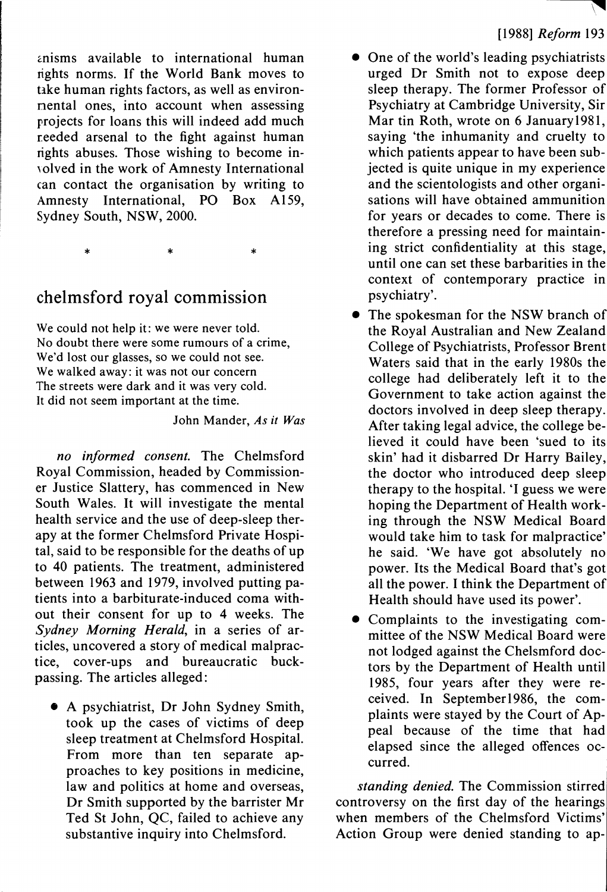anisms available to international human rights norms. If the World Bank moves to take human rights factors, as well as environmental ones, into account when assessing projects for loans this will indeed add much needed arsenal to the fight against human rights abuses. Those wishing to become involved in the work of Amnesty International can contact the organisation by writing to Amnesty International, PO Box A159, Sydney South, NSW, 2000.

\* \* \*

## chelmsford royal commission

We could not help it: we were never told.
No doubt there were some rumours of a crime,
We'd lost our glasses, so we could not see.
We walked away: it was not our concern
The streets were dark and it was very cold.
It did not seem important at the time.

John Mander, *As it Was*

*no informed consent.* The Chelmsford Royal Commission, headed by Commissioner Justice Slattery, has commenced in New South Wales. It will investigate the mental health service and the use of deep-sleep therapy at the former Chelmsford Private Hospital, said to be responsible for the deaths of up to 40 patients. The treatment, administered between 1963 and 1979, involved putting patients into a barbiturate-induced coma without their consent for up to 4 weeks. The *Sydney Morning Herald*, in a series of articles, uncovered a story of medical malpractice, cover-ups and bureaucratic buck-passing. The articles alleged:

- A psychiatrist, Dr John Sydney Smith, took up the cases of victims of deep sleep treatment at Chelmsford Hospital. From more than ten separate approaches to key positions in medicine, law and politics at home and overseas, Dr Smith supported by the barrister Mr Ted St John, QC, failed to achieve any substantive inquiry into Chelmsford.
- One of the world's leading psychiatrists urged Dr Smith not to expose deep sleep therapy. The former Professor of Psychiatry at Cambridge University, Sir Mar tin Roth, wrote on 6 January1981, saying 'the inhumanity and cruelty to which patients appear to have been subjected is quite unique in my experience and the scientologists and other organisations will have obtained ammunition for years or decades to come. There is therefore a pressing need for maintaining strict confidentiality at this stage, until one can set these barbarities in the context of contemporary practice in psychiatry'.
- The spokesman for the NSW branch of the Royal Australian and New Zealand College of Psychiatrists, Professor Brent Waters said that in the early 1980s the college had deliberately left it to the Government to take action against the doctors involved in deep sleep therapy. After taking legal advice, the college believed it could have been 'sued to its skin' had it disbarred Dr Harry Bailey, the doctor who introduced deep sleep therapy to the hospital. 'I guess we were hoping the Department of Health working through the NSW Medical Board would take him to task for malpractice' he said. 'We have got absolutely no power. Its the Medical Board that's got all the power. I think the Department of Health should have used its power'.
- Complaints to the investigating committee of the NSW Medical Board were not lodged against the Chelsmford doctors by the Department of Health until 1985, four years after they were received. In September1986, the complaints were stayed by the Court of Appeal because of the time that had elapsed since the alleged offences occurred.

*standing denied.* The Commission stirred controversy on the first day of the hearings when members of the Chelmsford Victims' Action Group were denied standing to ap-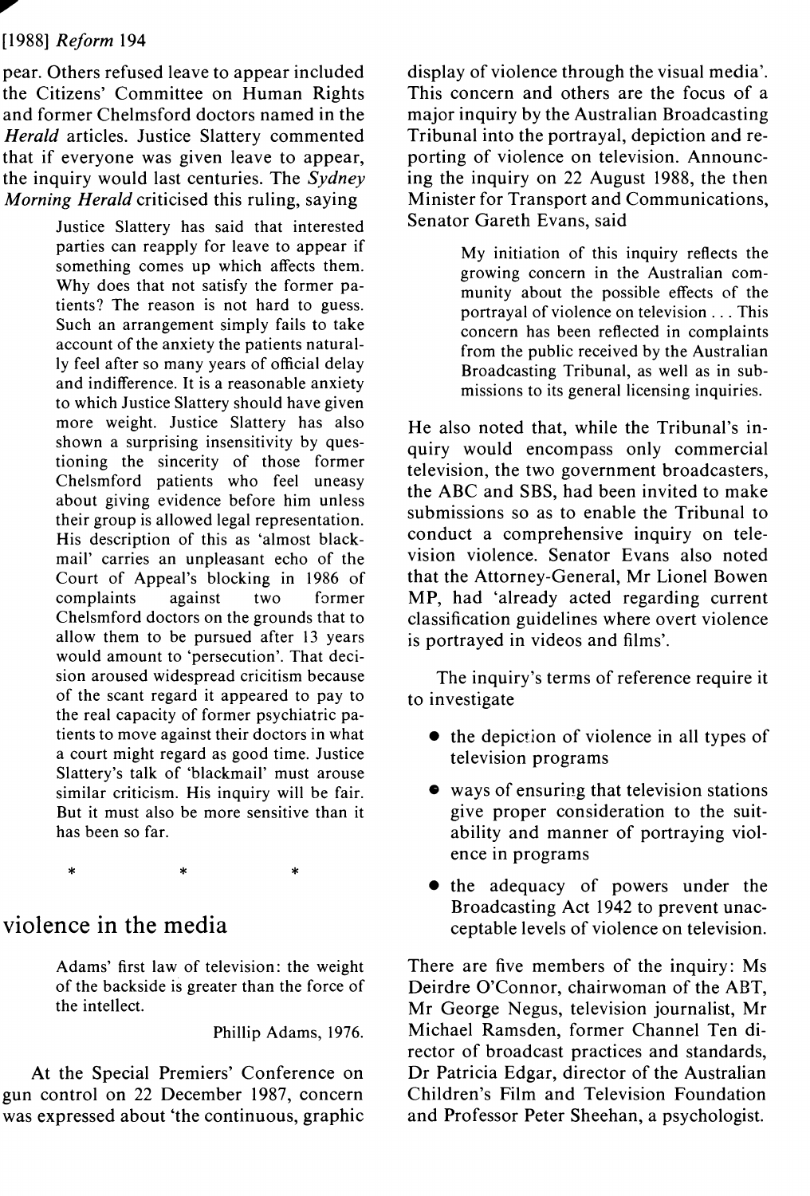pear. Others refused leave to appear included the Citizens' Committee on Human Rights and former Chelmsford doctors named in the *Herald* articles. Justice Slattery commented that if everyone was given leave to appear, the inquiry would last centuries. The *Sydney Morning Herald* criticised this ruling, saying

> Justice Slattery has said that interested parties can reapply for leave to appear if something comes up which affects them. Why does that not satisfy the former patients? The reason is not hard to guess. Such an arrangement simply fails to take account of the anxiety the patients naturally feel after so many years of official delay and indifference. It is a reasonable anxiety to which Justice Slattery should have given more weight. Justice Slattery has also shown a surprising insensitivity by questioning the sincerity of those former Chelmsford patients who feel uneasy about giving evidence before him unless their group is allowed legal representation. His description of this as 'almost blackmail' carries an unpleasant echo of the Court of Appeal's blocking in 1986 of complaints against two former Chelmsford doctors on the grounds that to allow them to be pursued after 13 years would amount to 'persecution'. That decision aroused widespread cricitism because of the scant regard it appeared to pay to the real capacity of former psychiatric patients to move against their doctors in what a court might regard as good time. Justice Slattery's talk of 'blackmail' must arouse similar criticism. His inquiry will be fair. But it must also be more sensitive than it has been so far.

\* \* \*

## violence in the media

> Adams' first law of television: the weight of the backside is greater than the force of the intellect.
>
> Phillip Adams, 1976.

At the Special Premiers' Conference on gun control on 22 December 1987, concern was expressed about 'the continuous, graphic display of violence through the visual media'. This concern and others are the focus of a major inquiry by the Australian Broadcasting Tribunal into the portrayal, depiction and reporting of violence on television. Announcing the inquiry on 22 August 1988, the then Minister for Transport and Communications, Senator Gareth Evans, said

> My initiation of this inquiry reflects the growing concern in the Australian community about the possible effects of the portrayal of violence on television . . . This concern has been reflected in complaints from the public received by the Australian Broadcasting Tribunal, as well as in submissions to its general licensing inquiries.

He also noted that, while the Tribunal's inquiry would encompass only commercial television, the two government broadcasters, the ABC and SBS, had been invited to make submissions so as to enable the Tribunal to conduct a comprehensive inquiry on television violence. Senator Evans also noted that the Attorney-General, Mr Lionel Bowen MP, had 'already acted regarding current classification guidelines where overt violence is portrayed in videos and films'.

The inquiry's terms of reference require it to investigate

- the depiction of violence in all types of television programs
- ways of ensuring that television stations give proper consideration to the suitability and manner of portraying violence in programs
- the adequacy of powers under the Broadcasting Act 1942 to prevent unacceptable levels of violence on television.

There are five members of the inquiry: Ms Deirdre O'Connor, chairwoman of the ABT, Mr George Negus, television journalist, Mr Michael Ramsden, former Channel Ten director of broadcast practices and standards, Dr Patricia Edgar, director of the Australian Children's Film and Television Foundation and Professor Peter Sheehan, a psychologist.